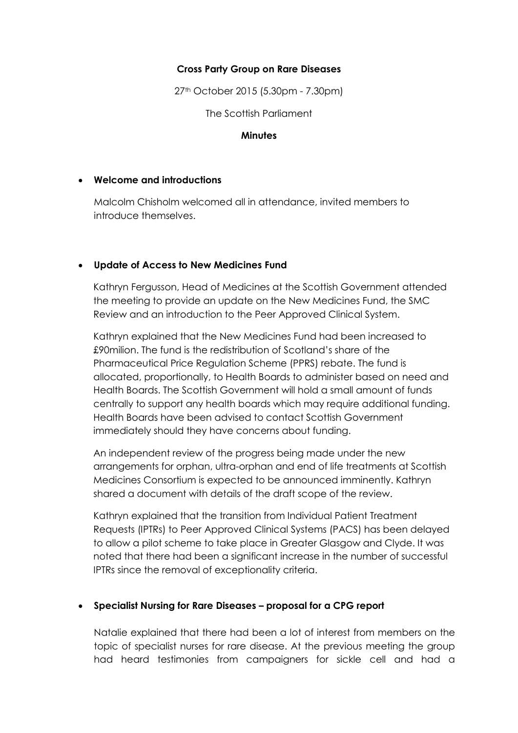**Cross Party Group on Rare Diseases**

27th October 2015 (5.30pm - 7.30pm)

The Scottish Parliament

**Minutes**

- **Welcome and introductions**

Malcolm Chisholm welcomed all in attendance, invited members to introduce themselves.

- **Update of Access to New Medicines Fund**

Kathryn Fergusson, Head of Medicines at the Scottish Government attended the meeting to provide an update on the New Medicines Fund, the SMC Review and an introduction to the Peer Approved Clinical System.

Kathryn explained that the New Medicines Fund had been increased to £90milion. The fund is the redistribution of Scotland's share of the Pharmaceutical Price Regulation Scheme (PPRS) rebate. The fund is allocated, proportionally, to Health Boards to administer based on need and Health Boards. The Scottish Government will hold a small amount of funds centrally to support any health boards which may require additional funding. Health Boards have been advised to contact Scottish Government immediately should they have concerns about funding.

An independent review of the progress being made under the new arrangements for orphan, ultra-orphan and end of life treatments at Scottish Medicines Consortium is expected to be announced imminently. Kathryn shared a document with details of the draft scope of the review.

Kathryn explained that the transition from Individual Patient Treatment Requests (IPTRs) to Peer Approved Clinical Systems (PACS) has been delayed to allow a pilot scheme to take place in Greater Glasgow and Clyde. It was noted that there had been a significant increase in the number of successful IPTRs since the removal of exceptionality criteria.

- **Specialist Nursing for Rare Diseases – proposal for a CPG report**

Natalie explained that there had been a lot of interest from members on the topic of specialist nurses for rare disease. At the previous meeting the group had heard testimonies from campaigners for sickle cell and had a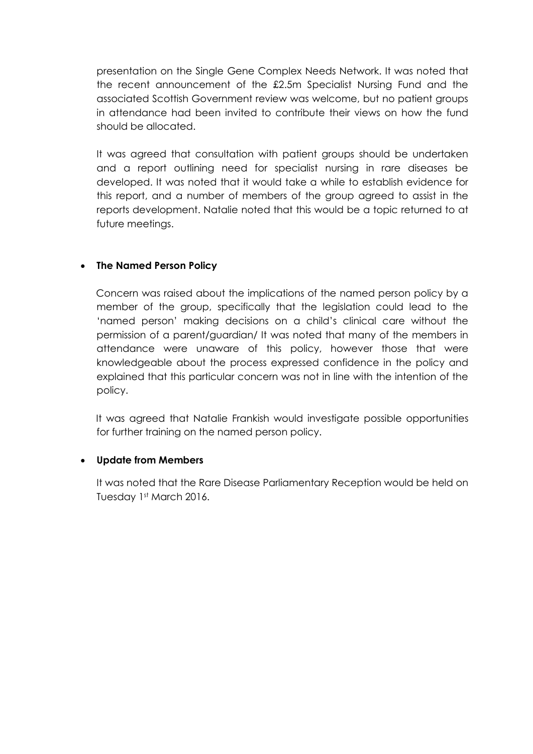presentation on the Single Gene Complex Needs Network. It was noted that the recent announcement of the £2.5m Specialist Nursing Fund and the associated Scottish Government review was welcome, but no patient groups in attendance had been invited to contribute their views on how the fund should be allocated.

It was agreed that consultation with patient groups should be undertaken and a report outlining need for specialist nursing in rare diseases be developed. It was noted that it would take a while to establish evidence for this report, and a number of members of the group agreed to assist in the reports development. Natalie noted that this would be a topic returned to at future meetings.

- **The Named Person Policy**

  Concern was raised about the implications of the named person policy by a member of the group, specifically that the legislation could lead to the 'named person' making decisions on a child's clinical care without the permission of a parent/guardian/ It was noted that many of the members in attendance were unaware of this policy, however those that were knowledgeable about the process expressed confidence in the policy and explained that this particular concern was not in line with the intention of the policy.

  It was agreed that Natalie Frankish would investigate possible opportunities for further training on the named person policy.

- **Update from Members**

  It was noted that the Rare Disease Parliamentary Reception would be held on Tuesday 1st March 2016.